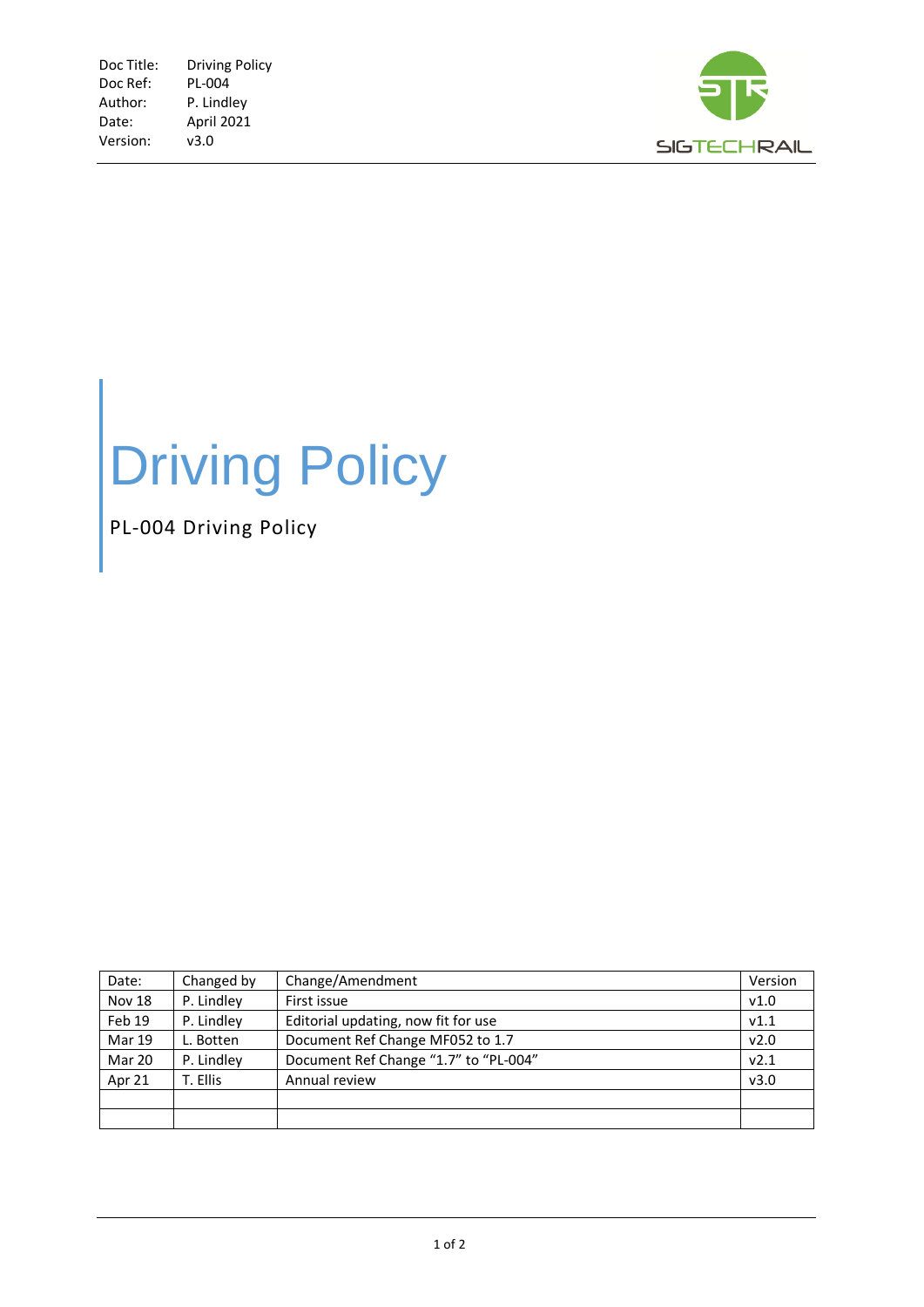Doc Title: Driving Policy
Doc Ref: PL-004
Author: P. Lindley
Date: April 2021
Version: v3.0

SIGTECHRAIL

# Driving Policy

PL-004 Driving Policy

| Date: | Changed by | Change/Amendment | Version |
|---|---|---|---|
| Nov 18 | P. Lindley | First issue | v1.0 |
| Feb 19 | P. Lindley | Editorial updating, now fit for use | v1.1 |
| Mar 19 | L. Botten | Document Ref Change MF052 to 1.7 | v2.0 |
| Mar 20 | P. Lindley | Document Ref Change "1.7" to "PL-004" | v2.1 |
| Apr 21 | T. Ellis | Annual review | v3.0 |
| | | | |
| | | | |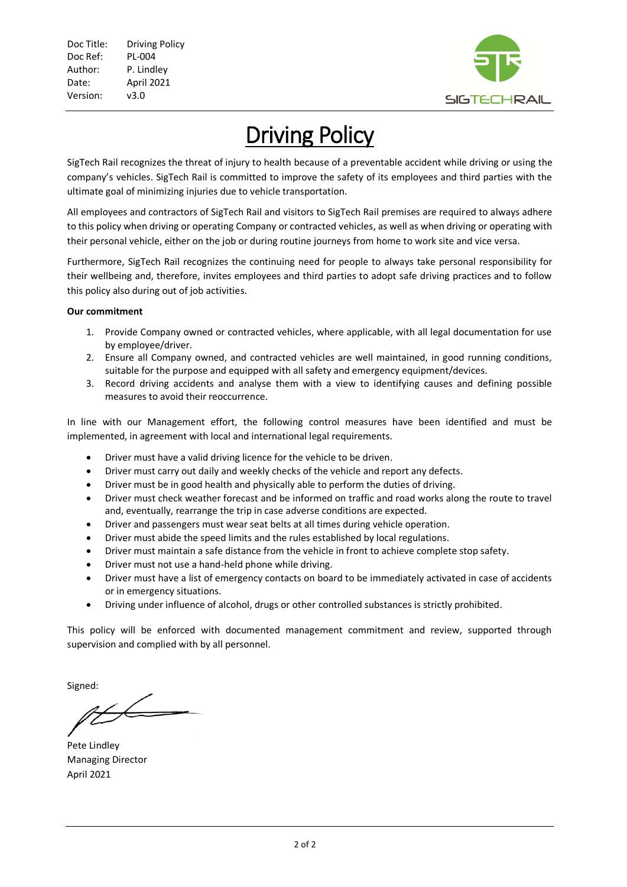| | |
|---|---|
| Doc Title: | Driving Policy |
| Doc Ref: | PL-004 |
| Author: | P. Lindley |
| Date: | April 2021 |
| Version: | v3.0 |

# Driving Policy

SigTech Rail recognizes the threat of injury to health because of a preventable accident while driving or using the company's vehicles. SigTech Rail is committed to improve the safety of its employees and third parties with the ultimate goal of minimizing injuries due to vehicle transportation.

All employees and contractors of SigTech Rail and visitors to SigTech Rail premises are required to always adhere to this policy when driving or operating Company or contracted vehicles, as well as when driving or operating with their personal vehicle, either on the job or during routine journeys from home to work site and vice versa.

Furthermore, SigTech Rail recognizes the continuing need for people to always take personal responsibility for their wellbeing and, therefore, invites employees and third parties to adopt safe driving practices and to follow this policy also during out of job activities.

**Our commitment**

1. Provide Company owned or contracted vehicles, where applicable, with all legal documentation for use by employee/driver.
2. Ensure all Company owned, and contracted vehicles are well maintained, in good running conditions, suitable for the purpose and equipped with all safety and emergency equipment/devices.
3. Record driving accidents and analyse them with a view to identifying causes and defining possible measures to avoid their reoccurrence.

In line with our Management effort, the following control measures have been identified and must be implemented, in agreement with local and international legal requirements.

- Driver must have a valid driving licence for the vehicle to be driven.
- Driver must carry out daily and weekly checks of the vehicle and report any defects.
- Driver must be in good health and physically able to perform the duties of driving.
- Driver must check weather forecast and be informed on traffic and road works along the route to travel and, eventually, rearrange the trip in case adverse conditions are expected.
- Driver and passengers must wear seat belts at all times during vehicle operation.
- Driver must abide the speed limits and the rules established by local regulations.
- Driver must maintain a safe distance from the vehicle in front to achieve complete stop safety.
- Driver must not use a hand-held phone while driving.
- Driver must have a list of emergency contacts on board to be immediately activated in case of accidents or in emergency situations.
- Driving under influence of alcohol, drugs or other controlled substances is strictly prohibited.

This policy will be enforced with documented management commitment and review, supported through supervision and complied with by all personnel.

Signed:

Pete Lindley
Managing Director
April 2021